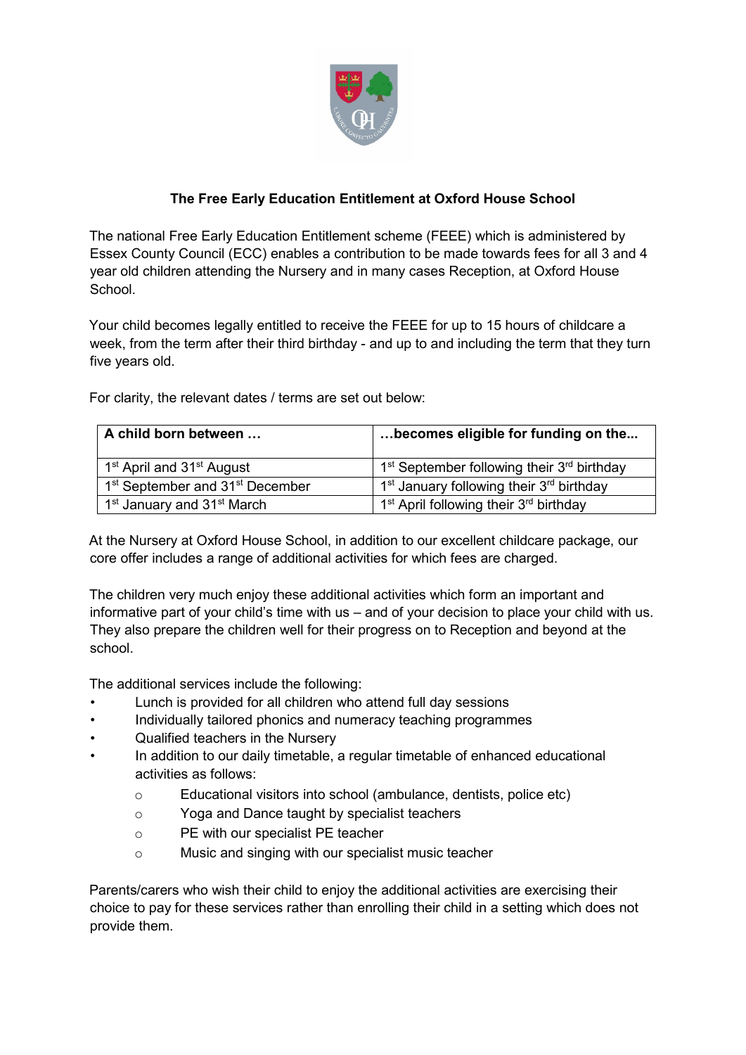**The Free Early Education Entitlement at Oxford House School**

The national Free Early Education Entitlement scheme (FEEE) which is administered by Essex County Council (ECC) enables a contribution to be made towards fees for all 3 and 4 year old children attending the Nursery and in many cases Reception, at Oxford House School.

Your child becomes legally entitled to receive the FEEE for up to 15 hours of childcare a week, from the term after their third birthday - and up to and including the term that they turn five years old.

For clarity, the relevant dates / terms are set out below:

| A child born between … | …becomes eligible for funding on the... |
|---|---|
| 1st April and 31st August | 1st September following their 3rd birthday |
| 1st September and 31st December | 1st January following their 3rd birthday |
| 1st January and 31st March | 1st April following their 3rd birthday |

At the Nursery at Oxford House School, in addition to our excellent childcare package, our core offer includes a range of additional activities for which fees are charged.

The children very much enjoy these additional activities which form an important and informative part of your child's time with us – and of your decision to place your child with us. They also prepare the children well for their progress on to Reception and beyond at the school.

The additional services include the following:

- Lunch is provided for all children who attend full day sessions
- Individually tailored phonics and numeracy teaching programmes
- Qualified teachers in the Nursery
- In addition to our daily timetable, a regular timetable of enhanced educational activities as follows:
    - Educational visitors into school (ambulance, dentists, police etc)
    - Yoga and Dance taught by specialist teachers
    - PE with our specialist PE teacher
    - Music and singing with our specialist music teacher

Parents/carers who wish their child to enjoy the additional activities are exercising their choice to pay for these services rather than enrolling their child in a setting which does not provide them.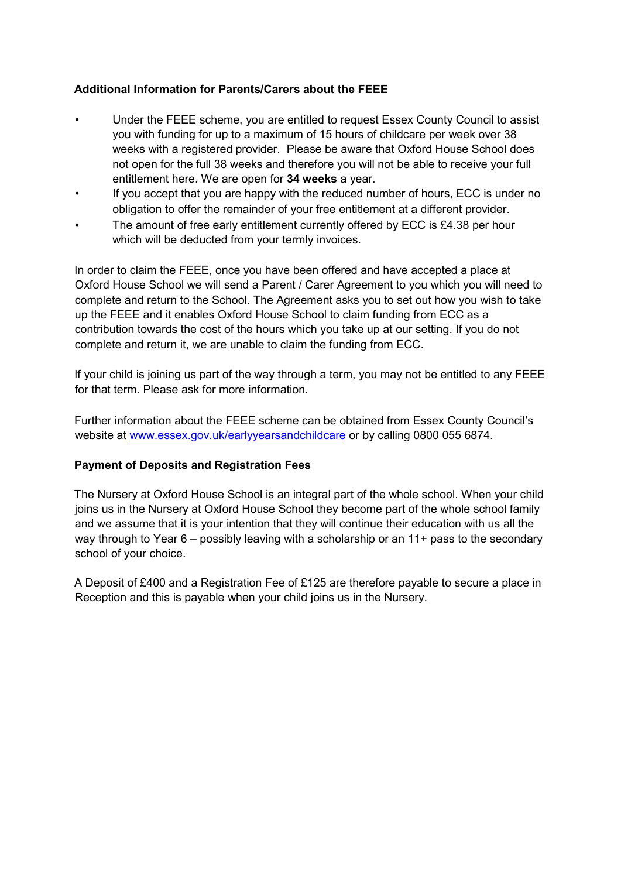### Additional Information for Parents/Carers about the FEEE

- Under the FEEE scheme, you are entitled to request Essex County Council to assist you with funding for up to a maximum of 15 hours of childcare per week over 38 weeks with a registered provider. Please be aware that Oxford House School does not open for the full 38 weeks and therefore you will not be able to receive your full entitlement here. We are open for **34 weeks** a year.
- If you accept that you are happy with the reduced number of hours, ECC is under no obligation to offer the remainder of your free entitlement at a different provider.
- The amount of free early entitlement currently offered by ECC is £4.38 per hour which will be deducted from your termly invoices.

In order to claim the FEEE, once you have been offered and have accepted a place at Oxford House School we will send a Parent / Carer Agreement to you which you will need to complete and return to the School. The Agreement asks you to set out how you wish to take up the FEEE and it enables Oxford House School to claim funding from ECC as a contribution towards the cost of the hours which you take up at our setting. If you do not complete and return it, we are unable to claim the funding from ECC.

If your child is joining us part of the way through a term, you may not be entitled to any FEEE for that term. Please ask for more information.

Further information about the FEEE scheme can be obtained from Essex County Council's website at www.essex.gov.uk/earlyyearsandchildcare or by calling 0800 055 6874.

### Payment of Deposits and Registration Fees

The Nursery at Oxford House School is an integral part of the whole school. When your child joins us in the Nursery at Oxford House School they become part of the whole school family and we assume that it is your intention that they will continue their education with us all the way through to Year 6 – possibly leaving with a scholarship or an 11+ pass to the secondary school of your choice.

A Deposit of £400 and a Registration Fee of £125 are therefore payable to secure a place in Reception and this is payable when your child joins us in the Nursery.